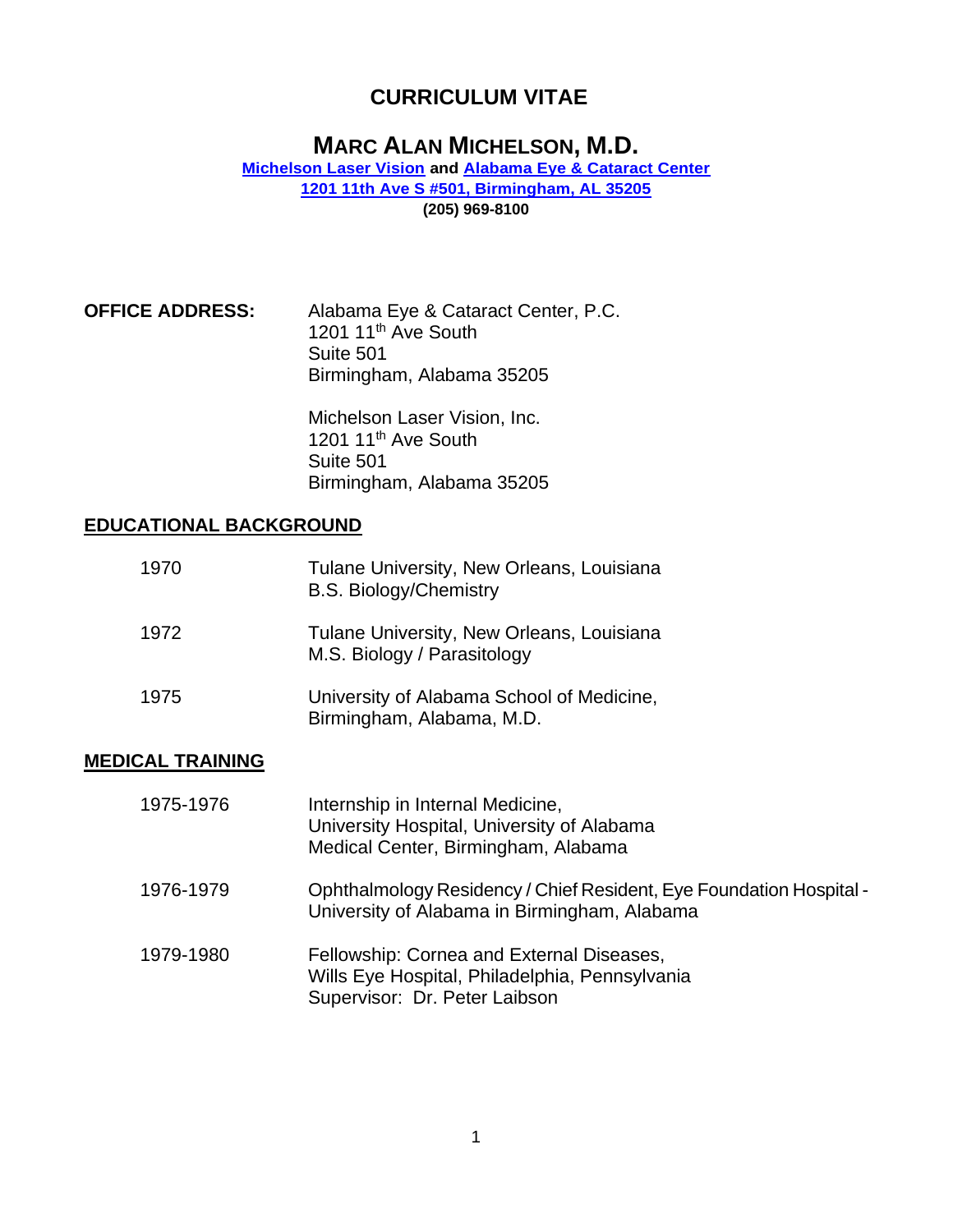# CURRICULUM VITAE

## MARC ALAN MICHELSON, M.D.

**[Michelson Laser Vision](#) and [Alabama Eye & Cataract Center](#)**
**[1201 11th Ave S #501, Birmingham, AL 35205](#)**
**(205) 969-8100**

**OFFICE ADDRESS:**

Alabama Eye & Cataract Center, P.C.
1201 11th Ave South
Suite 501
Birmingham, Alabama 35205

Michelson Laser Vision, Inc.
1201 11th Ave South
Suite 501
Birmingham, Alabama 35205

## EDUCATIONAL BACKGROUND

| | |
|---|---|
| 1970 | Tulane University, New Orleans, Louisiana<br>B.S. Biology/Chemistry |
| 1972 | Tulane University, New Orleans, Louisiana<br>M.S. Biology / Parasitology |
| 1975 | University of Alabama School of Medicine,<br>Birmingham, Alabama, M.D. |

## MEDICAL TRAINING

| | |
|---|---|
| 1975-1976 | Internship in Internal Medicine,<br>University Hospital, University of Alabama<br>Medical Center, Birmingham, Alabama |
| 1976-1979 | Ophthalmology Residency / Chief Resident, Eye Foundation Hospital - University of Alabama in Birmingham, Alabama |
| 1979-1980 | Fellowship: Cornea and External Diseases,<br>Wills Eye Hospital, Philadelphia, Pennsylvania<br>Supervisor: Dr. Peter Laibson |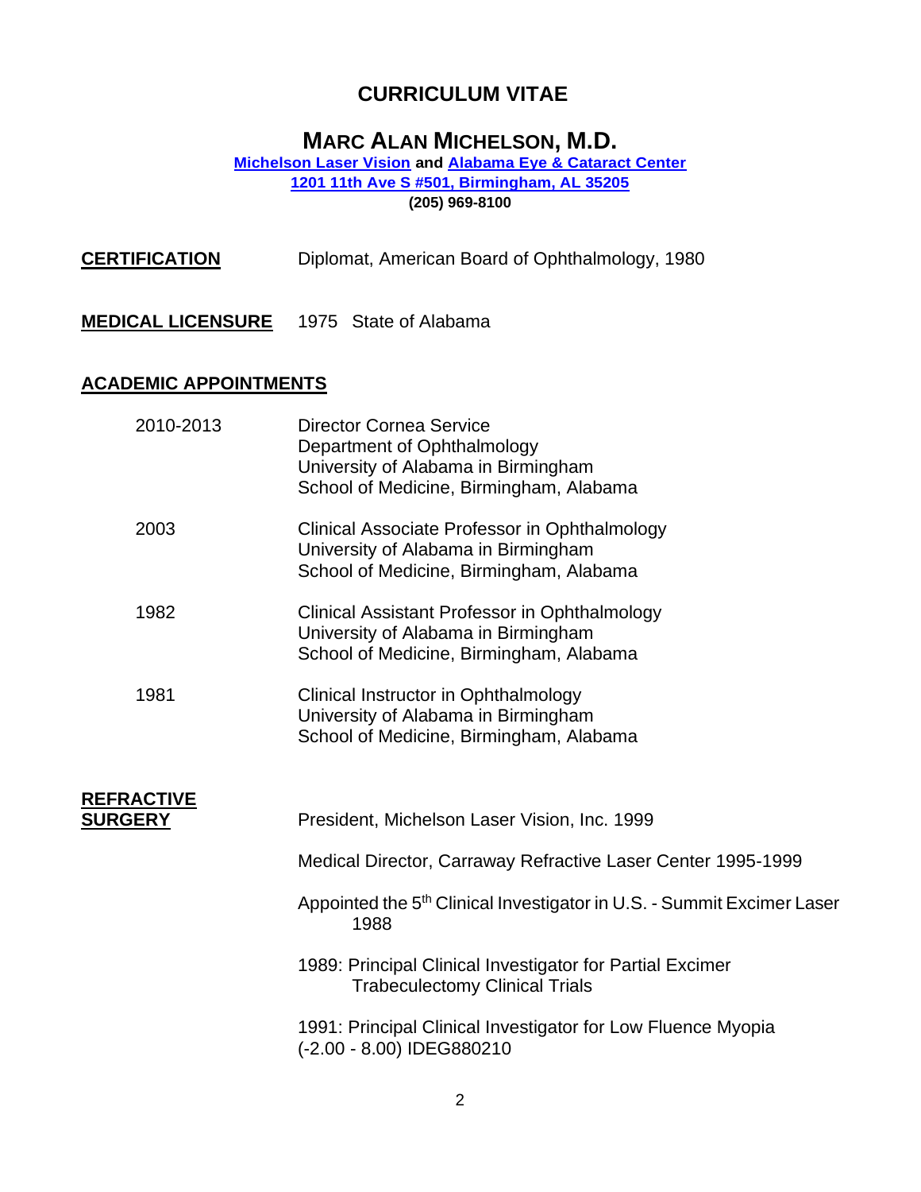# CURRICULUM VITAE

## MARC ALAN MICHELSON, M.D.

**Michelson Laser Vision and Alabama Eye & Cataract Center**
**1201 11th Ave S #501, Birmingham, AL 35205**
**(205) 969-8100**

**CERTIFICATION** Diplomat, American Board of Ophthalmology, 1980

**MEDICAL LICENSURE** 1975 State of Alabama

**ACADEMIC APPOINTMENTS**

2010-2013 Director Cornea Service
Department of Ophthalmology
University of Alabama in Birmingham
School of Medicine, Birmingham, Alabama

2003 Clinical Associate Professor in Ophthalmology
University of Alabama in Birmingham
School of Medicine, Birmingham, Alabama

1982 Clinical Assistant Professor in Ophthalmology
University of Alabama in Birmingham
School of Medicine, Birmingham, Alabama

1981 Clinical Instructor in Ophthalmology
University of Alabama in Birmingham
School of Medicine, Birmingham, Alabama

**REFRACTIVE SURGERY**

President, Michelson Laser Vision, Inc. 1999

Medical Director, Carraway Refractive Laser Center 1995-1999

Appointed the 5th Clinical Investigator in U.S. - Summit Excimer Laser 1988

1989: Principal Clinical Investigator for Partial Excimer Trabeculectomy Clinical Trials

1991: Principal Clinical Investigator for Low Fluence Myopia (-2.00 - 8.00) IDEG880210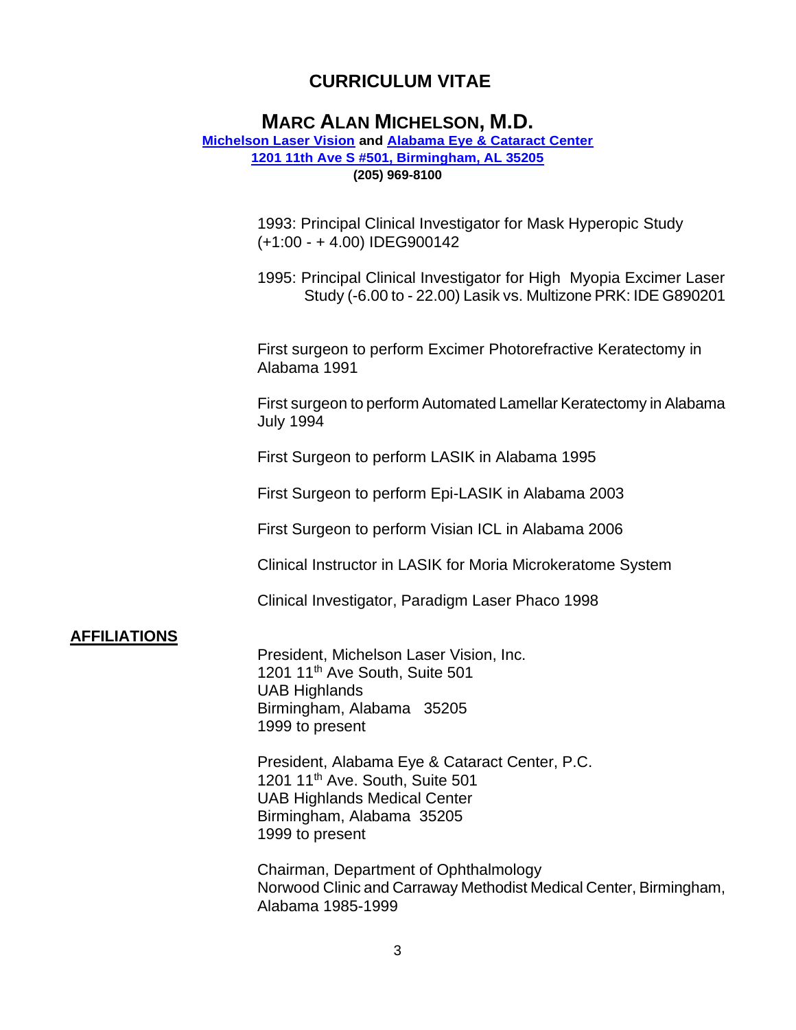# CURRICULUM VITAE

## MARC ALAN MICHELSON, M.D.

**Michelson Laser Vision and Alabama Eye & Cataract Center**
**1201 11th Ave S #501, Birmingham, AL 35205**
**(205) 969-8100**

1993: Principal Clinical Investigator for Mask Hyperopic Study (+1:00 - + 4.00) IDEG900142

1995: Principal Clinical Investigator for High Myopia Excimer Laser Study (-6.00 to - 22.00) Lasik vs. Multizone PRK: IDE G890201

First surgeon to perform Excimer Photorefractive Keratectomy in Alabama 1991

First surgeon to perform Automated Lamellar Keratectomy in Alabama July 1994

First Surgeon to perform LASIK in Alabama 1995

First Surgeon to perform Epi-LASIK in Alabama 2003

First Surgeon to perform Visian ICL in Alabama 2006

Clinical Instructor in LASIK for Moria Microkeratome System

Clinical Investigator, Paradigm Laser Phaco 1998

**AFFILIATIONS**

President, Michelson Laser Vision, Inc.
1201 11th Ave South, Suite 501
UAB Highlands
Birmingham, Alabama 35205
1999 to present

President, Alabama Eye & Cataract Center, P.C.
1201 11th Ave. South, Suite 501
UAB Highlands Medical Center
Birmingham, Alabama 35205
1999 to present

Chairman, Department of Ophthalmology
Norwood Clinic and Carraway Methodist Medical Center, Birmingham, Alabama 1985-1999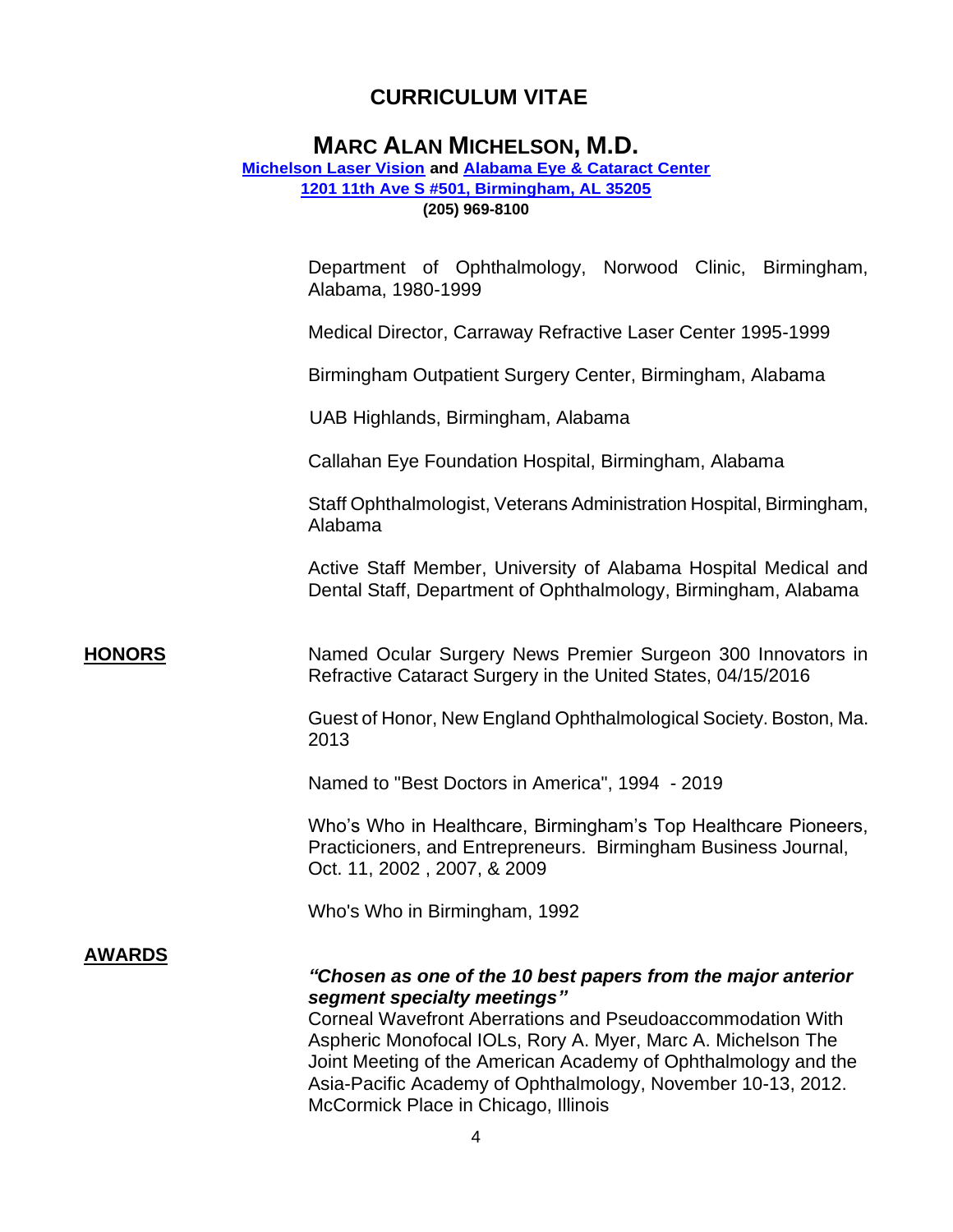# CURRICULUM VITAE

## MARC ALAN MICHELSON, M.D.

**[Michelson Laser Vision]** **and** **[Alabama Eye & Cataract Center]**
**[1201 11th Ave S #501, Birmingham, AL 35205]**
**(205) 969-8100**

Department of Ophthalmology, Norwood Clinic, Birmingham, Alabama, 1980-1999

Medical Director, Carraway Refractive Laser Center 1995-1999

Birmingham Outpatient Surgery Center, Birmingham, Alabama

UAB Highlands, Birmingham, Alabama

Callahan Eye Foundation Hospital, Birmingham, Alabama

Staff Ophthalmologist, Veterans Administration Hospital, Birmingham, Alabama

Active Staff Member, University of Alabama Hospital Medical and Dental Staff, Department of Ophthalmology, Birmingham, Alabama

**HONORS**

Named Ocular Surgery News Premier Surgeon 300 Innovators in Refractive Cataract Surgery in the United States, 04/15/2016

Guest of Honor, New England Ophthalmological Society. Boston, Ma. 2013

Named to "Best Doctors in America", 1994 - 2019

Who's Who in Healthcare, Birmingham's Top Healthcare Pioneers, Practicioners, and Entrepreneurs. Birmingham Business Journal, Oct. 11, 2002 , 2007, & 2009

Who's Who in Birmingham, 1992

**AWARDS**

***"Chosen as one of the 10 best papers from the major anterior segment specialty meetings"***
Corneal Wavefront Aberrations and Pseudoaccommodation With Aspheric Monofocal IOLs, Rory A. Myer, Marc A. Michelson The Joint Meeting of the American Academy of Ophthalmology and the Asia-Pacific Academy of Ophthalmology, November 10-13, 2012. McCormick Place in Chicago, Illinois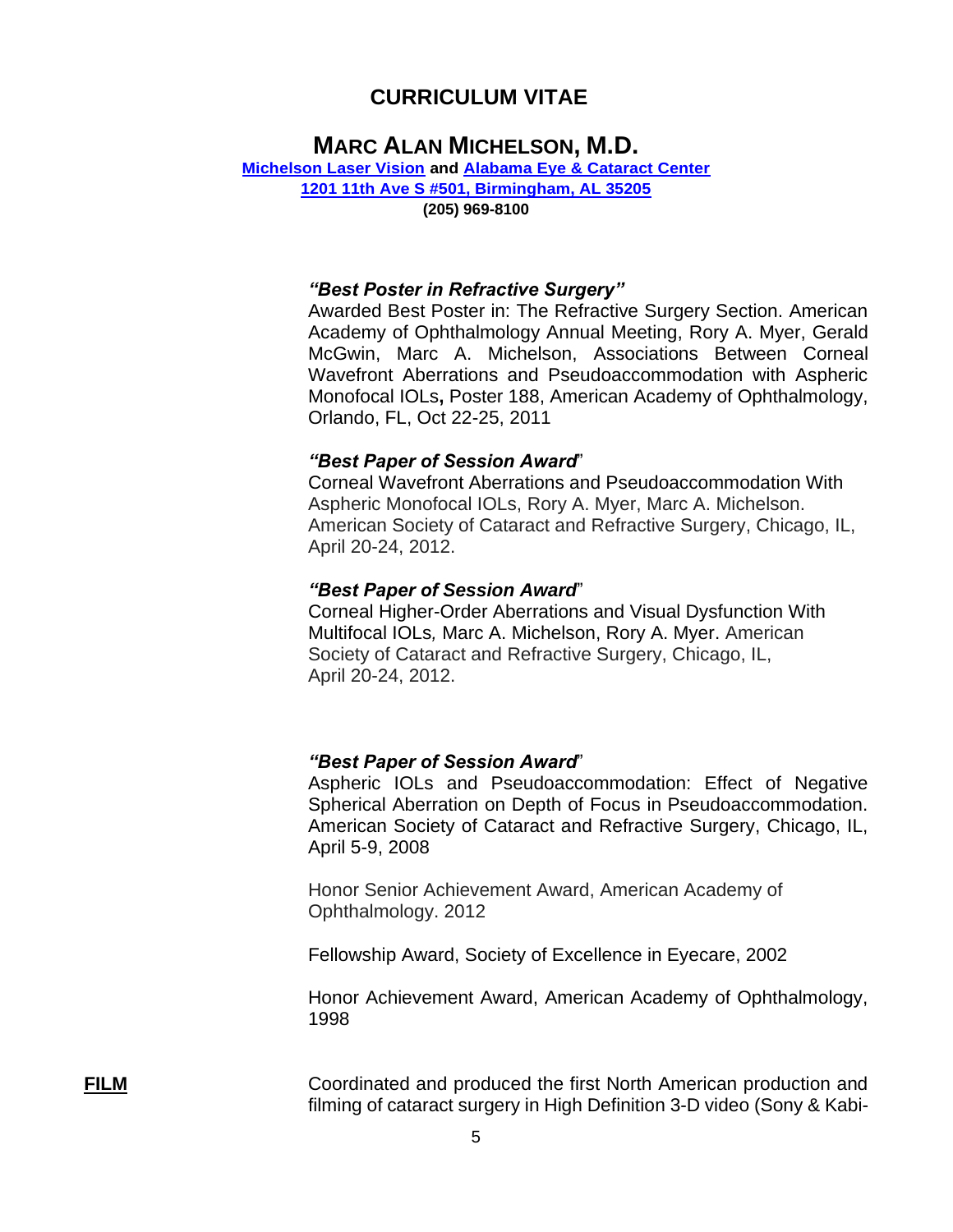# CURRICULUM VITAE

## MARC ALAN MICHELSON, M.D.

**[Michelson Laser Vision] and [Alabama Eye & Cataract Center]**
**[1201 11th Ave S #501, Birmingham, AL 35205]**
**(205) 969-8100**

***"Best Poster in Refractive Surgery"***
Awarded Best Poster in: The Refractive Surgery Section. American Academy of Ophthalmology Annual Meeting, Rory A. Myer, Gerald McGwin, Marc A. Michelson, Associations Between Corneal Wavefront Aberrations and Pseudoaccommodation with Aspheric Monofocal IOLs**,** Poster 188, American Academy of Ophthalmology, Orlando, FL, Oct 22-25, 2011

***"Best Paper of Session Award***"
Corneal Wavefront Aberrations and Pseudoaccommodation With Aspheric Monofocal IOLs, Rory A. Myer, Marc A. Michelson. American Society of Cataract and Refractive Surgery, Chicago, IL, April 20-24, 2012.

***"Best Paper of Session Award***"
Corneal Higher-Order Aberrations and Visual Dysfunction With Multifocal IOLs*,* Marc A. Michelson, Rory A. Myer. American Society of Cataract and Refractive Surgery, Chicago, IL, April 20-24, 2012.

***"Best Paper of Session Award***"
Aspheric IOLs and Pseudoaccommodation: Effect of Negative Spherical Aberration on Depth of Focus in Pseudoaccommodation. American Society of Cataract and Refractive Surgery, Chicago, IL, April 5-9, 2008

Honor Senior Achievement Award, American Academy of Ophthalmology. 2012

Fellowship Award, Society of Excellence in Eyecare, 2002

Honor Achievement Award, American Academy of Ophthalmology, 1998

**FILM**

Coordinated and produced the first North American production and filming of cataract surgery in High Definition 3-D video (Sony & Kabi-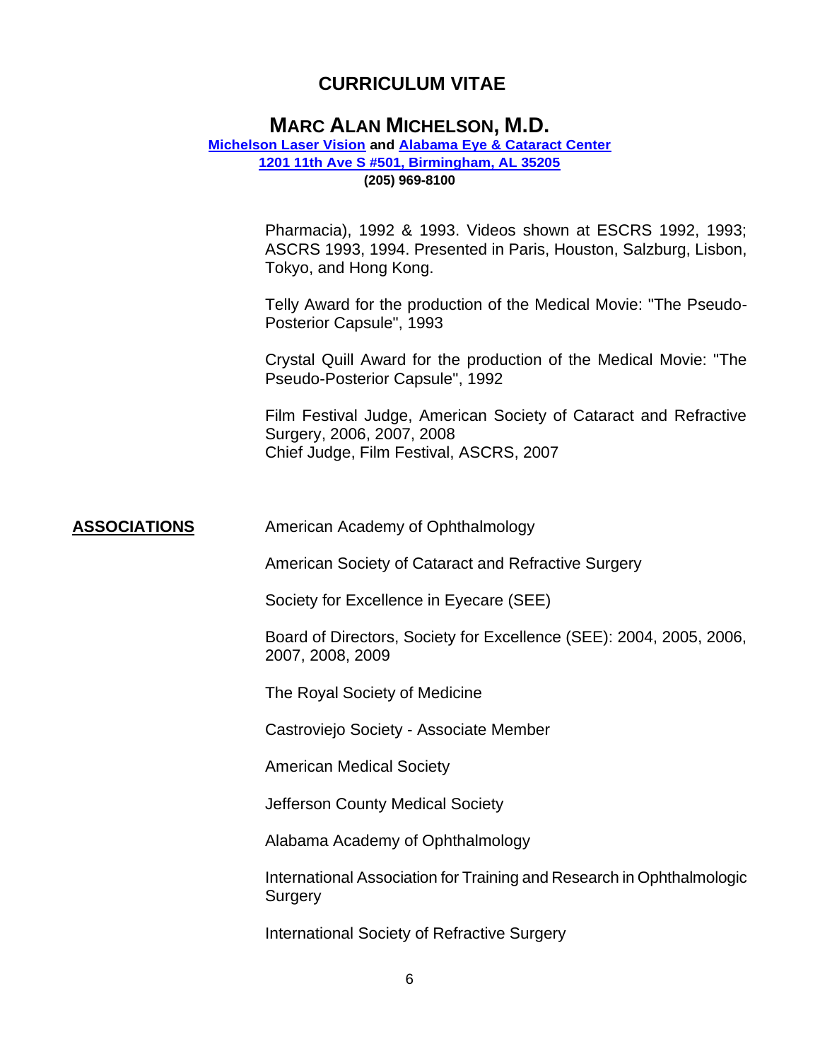Pharmacia), 1992 & 1993. Videos shown at ESCRS 1992, 1993; ASCRS 1993, 1994. Presented in Paris, Houston, Salzburg, Lisbon, Tokyo, and Hong Kong.

Telly Award for the production of the Medical Movie: "The Pseudo-Posterior Capsule", 1993

Crystal Quill Award for the production of the Medical Movie: "The Pseudo-Posterior Capsule", 1992

Film Festival Judge, American Society of Cataract and Refractive Surgery, 2006, 2007, 2008
Chief Judge, Film Festival, ASCRS, 2007

## ASSOCIATIONS

American Academy of Ophthalmology

American Society of Cataract and Refractive Surgery

Society for Excellence in Eyecare (SEE)

Board of Directors, Society for Excellence (SEE): 2004, 2005, 2006, 2007, 2008, 2009

The Royal Society of Medicine

Castroviejo Society - Associate Member

American Medical Society

Jefferson County Medical Society

Alabama Academy of Ophthalmology

International Association for Training and Research in Ophthalmologic Surgery

International Society of Refractive Surgery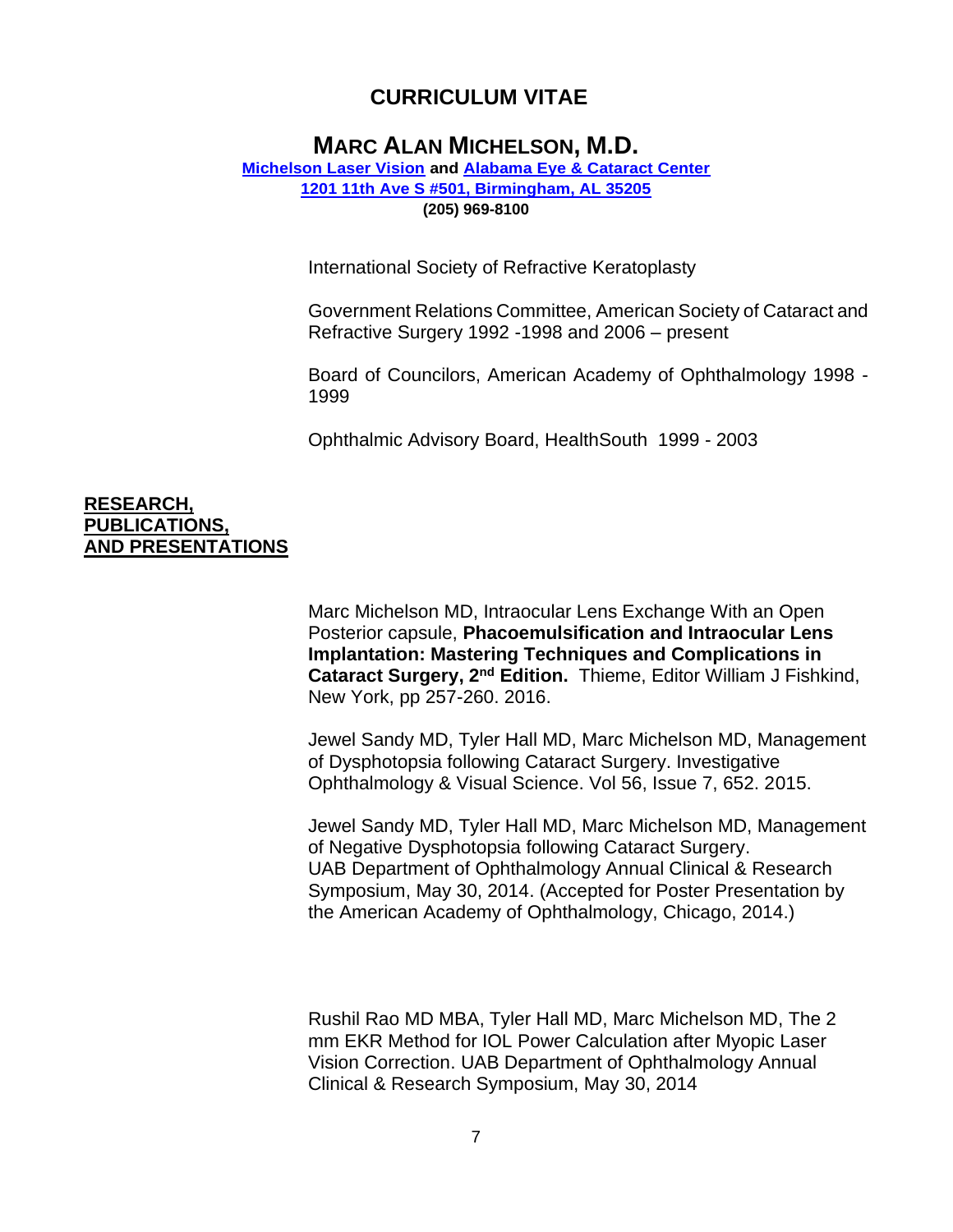# CURRICULUM VITAE

## MARC ALAN MICHELSON, M.D.

**[Michelson Laser Vision](#) and [Alabama Eye & Cataract Center](#)**
**[1201 11th Ave S #501, Birmingham, AL 35205](#)**
**(205) 969-8100**

International Society of Refractive Keratoplasty

Government Relations Committee, American Society of Cataract and Refractive Surgery 1992 -1998 and 2006 – present

Board of Councilors, American Academy of Ophthalmology 1998 - 1999

Ophthalmic Advisory Board, HealthSouth 1999 - 2003

## RESEARCH, PUBLICATIONS, AND PRESENTATIONS

Marc Michelson MD, Intraocular Lens Exchange With an Open Posterior capsule, **Phacoemulsification and Intraocular Lens Implantation: Mastering Techniques and Complications in Cataract Surgery, 2nd Edition.** Thieme, Editor William J Fishkind, New York, pp 257-260. 2016.

Jewel Sandy MD, Tyler Hall MD, Marc Michelson MD, Management of Dysphotopsia following Cataract Surgery. Investigative Ophthalmology & Visual Science. Vol 56, Issue 7, 652. 2015.

Jewel Sandy MD, Tyler Hall MD, Marc Michelson MD, Management of Negative Dysphotopsia following Cataract Surgery. UAB Department of Ophthalmology Annual Clinical & Research Symposium, May 30, 2014. (Accepted for Poster Presentation by the American Academy of Ophthalmology, Chicago, 2014.)

Rushil Rao MD MBA, Tyler Hall MD, Marc Michelson MD, The 2 mm EKR Method for IOL Power Calculation after Myopic Laser Vision Correction. UAB Department of Ophthalmology Annual Clinical & Research Symposium, May 30, 2014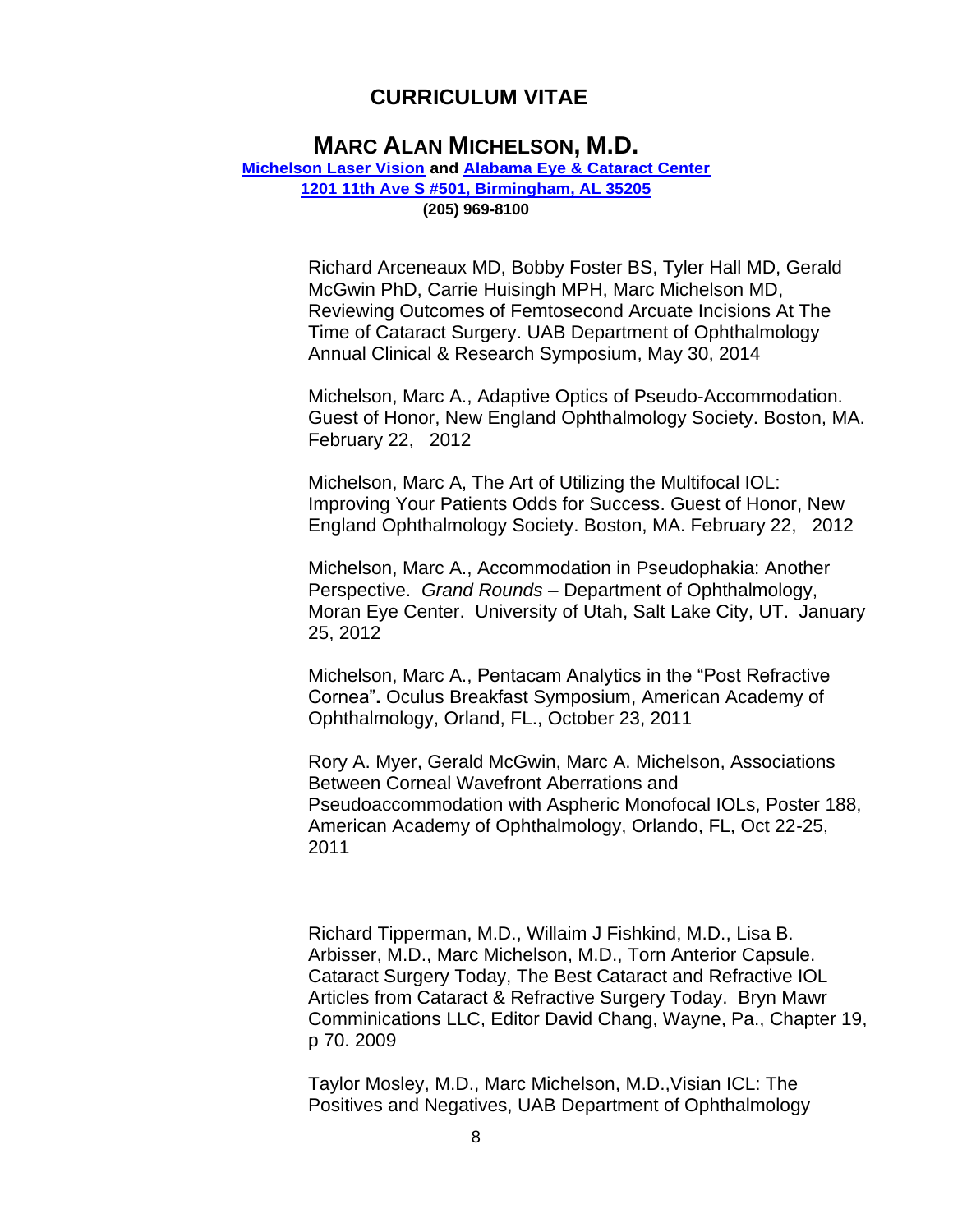# CURRICULUM VITAE

## MARC ALAN MICHELSON, M.D.

**[Michelson Laser Vision]** **and** **[Alabama Eye & Cataract Center]**
**[1201 11th Ave S #501, Birmingham, AL 35205]**
**(205) 969-8100**

Richard Arceneaux MD, Bobby Foster BS, Tyler Hall MD, Gerald McGwin PhD, Carrie Huisingh MPH, Marc Michelson MD, Reviewing Outcomes of Femtosecond Arcuate Incisions At The Time of Cataract Surgery. UAB Department of Ophthalmology Annual Clinical & Research Symposium, May 30, 2014

Michelson, Marc A., Adaptive Optics of Pseudo-Accommodation. Guest of Honor, New England Ophthalmology Society. Boston, MA. February 22, 2012

Michelson, Marc A, The Art of Utilizing the Multifocal IOL: Improving Your Patients Odds for Success. Guest of Honor, New England Ophthalmology Society. Boston, MA. February 22, 2012

Michelson, Marc A., Accommodation in Pseudophakia: Another Perspective. *Grand Rounds* – Department of Ophthalmology, Moran Eye Center. University of Utah, Salt Lake City, UT. January 25, 2012

Michelson, Marc A., Pentacam Analytics in the "Post Refractive Cornea"**.** Oculus Breakfast Symposium, American Academy of Ophthalmology, Orland, FL., October 23, 2011

Rory A. Myer, Gerald McGwin, Marc A. Michelson, Associations Between Corneal Wavefront Aberrations and Pseudoaccommodation with Aspheric Monofocal IOLs, Poster 188, American Academy of Ophthalmology, Orlando, FL, Oct 22-25, 2011

Richard Tipperman, M.D., Willaim J Fishkind, M.D., Lisa B. Arbisser, M.D., Marc Michelson, M.D., Torn Anterior Capsule. Cataract Surgery Today, The Best Cataract and Refractive IOL Articles from Cataract & Refractive Surgery Today. Bryn Mawr Comminications LLC, Editor David Chang, Wayne, Pa., Chapter 19, p 70. 2009

Taylor Mosley, M.D., Marc Michelson, M.D.,Visian ICL: The Positives and Negatives, UAB Department of Ophthalmology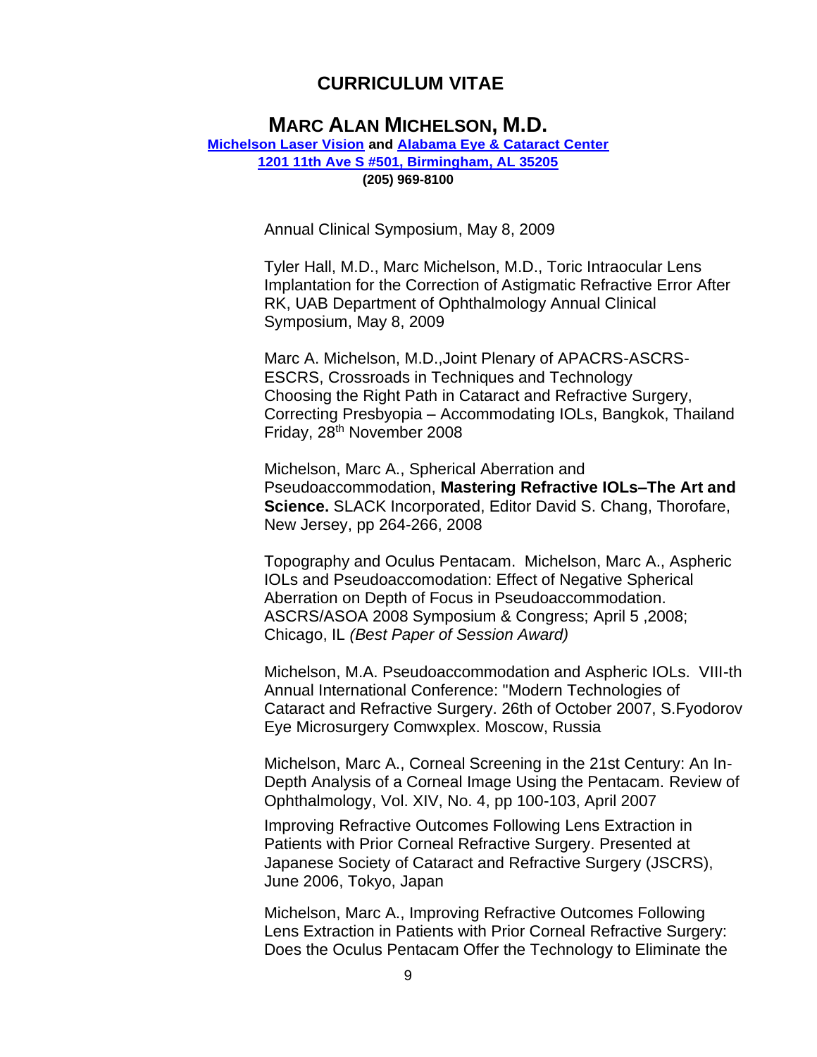Annual Clinical Symposium, May 8, 2009

Tyler Hall, M.D., Marc Michelson, M.D., Toric Intraocular Lens Implantation for the Correction of Astigmatic Refractive Error After RK, UAB Department of Ophthalmology Annual Clinical Symposium, May 8, 2009

Marc A. Michelson, M.D.,Joint Plenary of APACRS-ASCRS-ESCRS, Crossroads in Techniques and Technology Choosing the Right Path in Cataract and Refractive Surgery, Correcting Presbyopia – Accommodating IOLs, Bangkok, Thailand Friday, 28th November 2008

Michelson, Marc A., Spherical Aberration and Pseudoaccommodation, **Mastering Refractive IOLs–The Art and Science.** SLACK Incorporated, Editor David S. Chang, Thorofare, New Jersey, pp 264-266, 2008

Topography and Oculus Pentacam. Michelson, Marc A., Aspheric IOLs and Pseudoaccomodation: Effect of Negative Spherical Aberration on Depth of Focus in Pseudoaccommodation. ASCRS/ASOA 2008 Symposium & Congress; April 5 ,2008; Chicago, IL *(Best Paper of Session Award)*

Michelson, M.A. Pseudoaccommodation and Aspheric IOLs. VIII-th Annual International Conference: "Modern Technologies of Cataract and Refractive Surgery. 26th of October 2007, S.Fyodorov Eye Microsurgery Comwxplex. Moscow, Russia

Michelson, Marc A., Corneal Screening in the 21st Century: An In-Depth Analysis of a Corneal Image Using the Pentacam. Review of Ophthalmology, Vol. XIV, No. 4, pp 100-103, April 2007

Improving Refractive Outcomes Following Lens Extraction in Patients with Prior Corneal Refractive Surgery. Presented at Japanese Society of Cataract and Refractive Surgery (JSCRS), June 2006, Tokyo, Japan

Michelson, Marc A., Improving Refractive Outcomes Following Lens Extraction in Patients with Prior Corneal Refractive Surgery: Does the Oculus Pentacam Offer the Technology to Eliminate the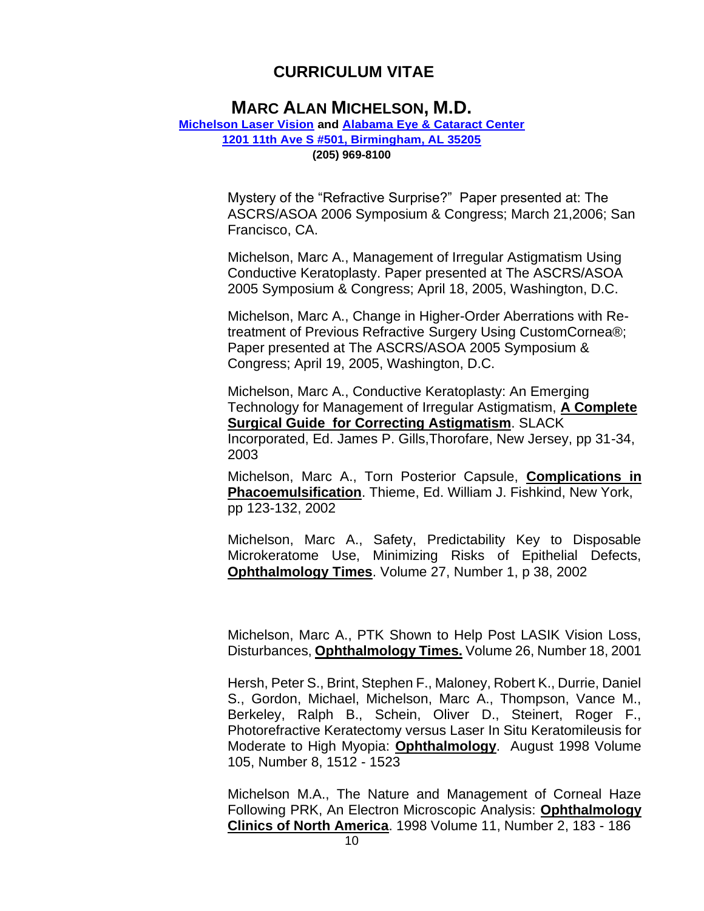# CURRICULUM VITAE

## MARC ALAN MICHELSON, M.D.

**Michelson Laser Vision and Alabama Eye & Cataract Center**
**1201 11th Ave S #501, Birmingham, AL 35205**
**(205) 969-8100**

Mystery of the "Refractive Surprise?" Paper presented at: The ASCRS/ASOA 2006 Symposium & Congress; March 21,2006; San Francisco, CA.

Michelson, Marc A., Management of Irregular Astigmatism Using Conductive Keratoplasty. Paper presented at The ASCRS/ASOA 2005 Symposium & Congress; April 18, 2005, Washington, D.C.

Michelson, Marc A., Change in Higher-Order Aberrations with Re-treatment of Previous Refractive Surgery Using CustomCornea®; Paper presented at The ASCRS/ASOA 2005 Symposium & Congress; April 19, 2005, Washington, D.C.

Michelson, Marc A., Conductive Keratoplasty: An Emerging Technology for Management of Irregular Astigmatism, **A Complete Surgical Guide for Correcting Astigmatism**. SLACK Incorporated, Ed. James P. Gills,Thorofare, New Jersey, pp 31-34, 2003

Michelson, Marc A., Torn Posterior Capsule, **Complications in Phacoemulsification**. Thieme, Ed. William J. Fishkind, New York, pp 123-132, 2002

Michelson, Marc A., Safety, Predictability Key to Disposable Microkeratome Use, Minimizing Risks of Epithelial Defects, **Ophthalmology Times**. Volume 27, Number 1, p 38, 2002

Michelson, Marc A., PTK Shown to Help Post LASIK Vision Loss, Disturbances, **Ophthalmology Times.** Volume 26, Number 18, 2001

Hersh, Peter S., Brint, Stephen F., Maloney, Robert K., Durrie, Daniel S., Gordon, Michael, Michelson, Marc A., Thompson, Vance M., Berkeley, Ralph B., Schein, Oliver D., Steinert, Roger F., Photorefractive Keratectomy versus Laser In Situ Keratomileusis for Moderate to High Myopia: **Ophthalmology**. August 1998 Volume 105, Number 8, 1512 - 1523

Michelson M.A., The Nature and Management of Corneal Haze Following PRK, An Electron Microscopic Analysis: **Ophthalmology Clinics of North America**. 1998 Volume 11, Number 2, 183 - 186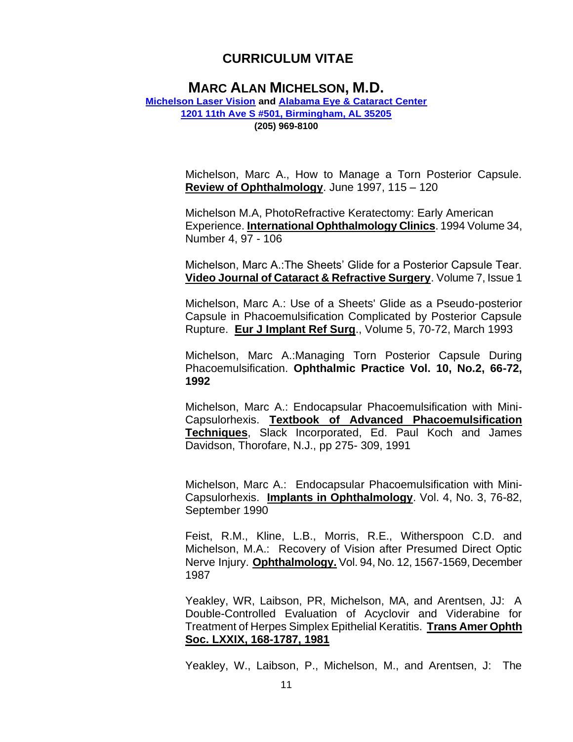# CURRICULUM VITAE

## MARC ALAN MICHELSON, M.D.

**Michelson Laser Vision and Alabama Eye & Cataract Center**
**1201 11th Ave S #501, Birmingham, AL 35205**
**(205) 969-8100**

Michelson, Marc A., How to Manage a Torn Posterior Capsule. **Review of Ophthalmology**. June 1997, 115 – 120

Michelson M.A, PhotoRefractive Keratectomy: Early American Experience. **International Ophthalmology Clinics**. 1994 Volume 34, Number 4, 97 - 106

Michelson, Marc A.:The Sheets' Glide for a Posterior Capsule Tear. **Video Journal of Cataract & Refractive Surgery**. Volume 7, Issue 1

Michelson, Marc A.: Use of a Sheets' Glide as a Pseudo-posterior Capsule in Phacoemulsification Complicated by Posterior Capsule Rupture. **Eur J Implant Ref Surg**., Volume 5, 70-72, March 1993

Michelson, Marc A.:Managing Torn Posterior Capsule During Phacoemulsification. **Ophthalmic Practice Vol. 10, No.2, 66-72, 1992**

Michelson, Marc A.: Endocapsular Phacoemulsification with Mini-Capsulorhexis. **Textbook of Advanced Phacoemulsification Techniques**, Slack Incorporated, Ed. Paul Koch and James Davidson, Thorofare, N.J., pp 275- 309, 1991

Michelson, Marc A.: Endocapsular Phacoemulsification with Mini-Capsulorhexis. **Implants in Ophthalmology**. Vol. 4, No. 3, 76-82, September 1990

Feist, R.M., Kline, L.B., Morris, R.E., Witherspoon C.D. and Michelson, M.A.: Recovery of Vision after Presumed Direct Optic Nerve Injury. **Ophthalmology.** Vol. 94, No. 12, 1567-1569, December 1987

Yeakley, WR, Laibson, PR, Michelson, MA, and Arentsen, JJ: A Double-Controlled Evaluation of Acyclovir and Viderabine for Treatment of Herpes Simplex Epithelial Keratitis. **Trans Amer Ophth Soc. LXXIX, 168-1787, 1981**

Yeakley, W., Laibson, P., Michelson, M., and Arentsen, J: The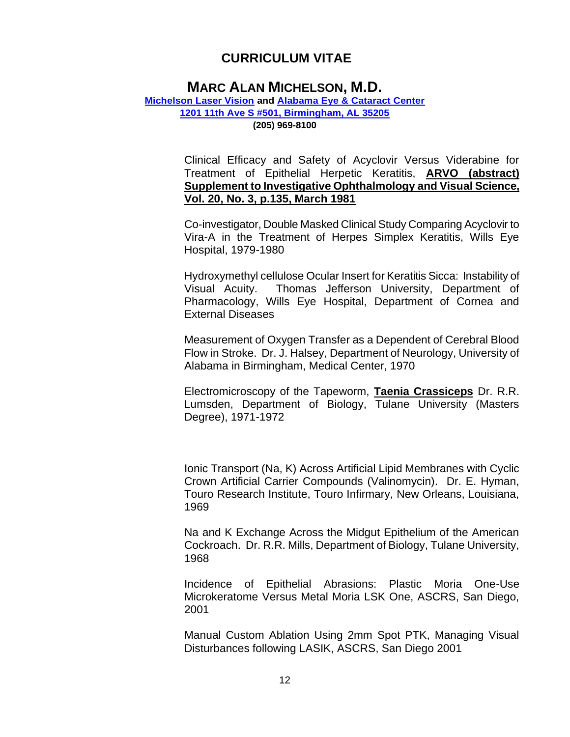# CURRICULUM VITAE

## MARC ALAN MICHELSON, M.D.

**[Michelson Laser Vision](#) and [Alabama Eye & Cataract Center](#)**
**[1201 11th Ave S #501, Birmingham, AL 35205](#)**
**(205) 969-8100**

Clinical Efficacy and Safety of Acyclovir Versus Viderabine for Treatment of Epithelial Herpetic Keratitis, **ARVO (abstract) Supplement to Investigative Ophthalmology and Visual Science, Vol. 20, No. 3, p.135, March 1981**

Co-investigator, Double Masked Clinical Study Comparing Acyclovir to Vira-A in the Treatment of Herpes Simplex Keratitis, Wills Eye Hospital, 1979-1980

Hydroxymethyl cellulose Ocular Insert for Keratitis Sicca: Instability of Visual Acuity. Thomas Jefferson University, Department of Pharmacology, Wills Eye Hospital, Department of Cornea and External Diseases

Measurement of Oxygen Transfer as a Dependent of Cerebral Blood Flow in Stroke. Dr. J. Halsey, Department of Neurology, University of Alabama in Birmingham, Medical Center, 1970

Electromicroscopy of the Tapeworm, **Taenia Crassiceps** Dr. R.R. Lumsden, Department of Biology, Tulane University (Masters Degree), 1971-1972

Ionic Transport (Na, K) Across Artificial Lipid Membranes with Cyclic Crown Artificial Carrier Compounds (Valinomycin). Dr. E. Hyman, Touro Research Institute, Touro Infirmary, New Orleans, Louisiana, 1969

Na and K Exchange Across the Midgut Epithelium of the American Cockroach. Dr. R.R. Mills, Department of Biology, Tulane University, 1968

Incidence of Epithelial Abrasions: Plastic Moria One-Use Microkeratome Versus Metal Moria LSK One, ASCRS, San Diego, 2001

Manual Custom Ablation Using 2mm Spot PTK, Managing Visual Disturbances following LASIK, ASCRS, San Diego 2001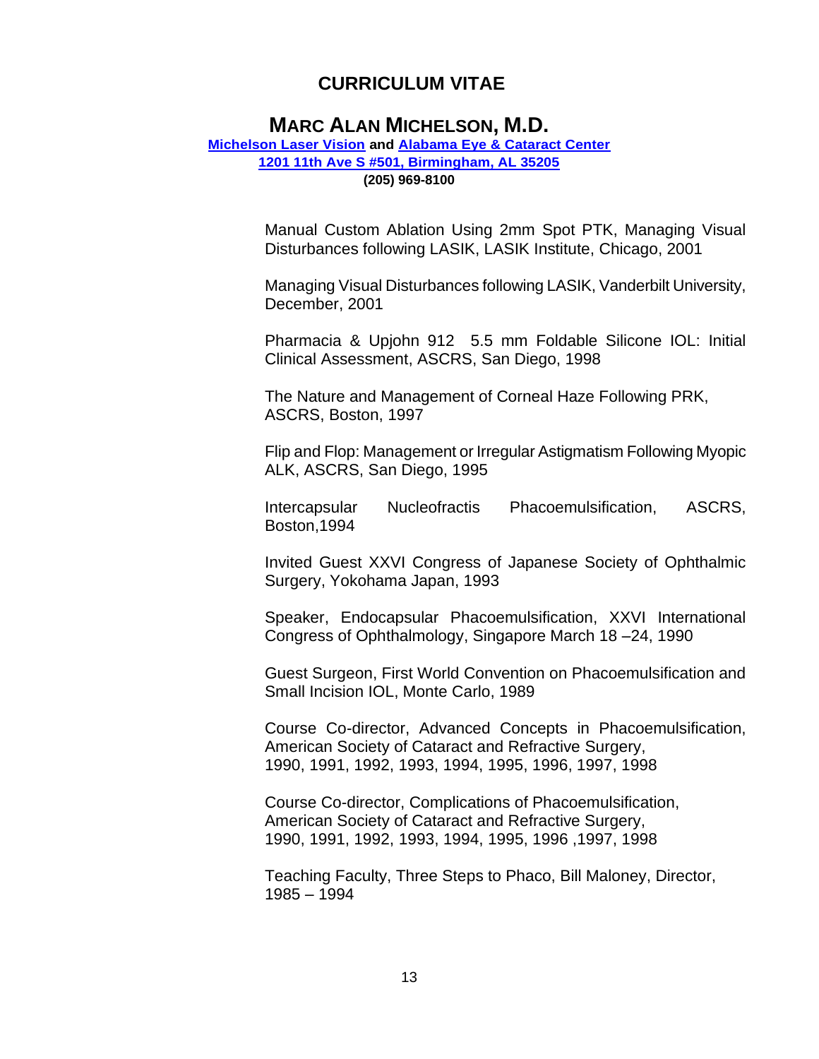# CURRICULUM VITAE

## MARC ALAN MICHELSON, M.D.

**Michelson Laser Vision and Alabama Eye & Cataract Center**
**1201 11th Ave S #501, Birmingham, AL 35205**
**(205) 969-8100**

Manual Custom Ablation Using 2mm Spot PTK, Managing Visual Disturbances following LASIK, LASIK Institute, Chicago, 2001

Managing Visual Disturbances following LASIK, Vanderbilt University, December, 2001

Pharmacia & Upjohn 912 5.5 mm Foldable Silicone IOL: Initial Clinical Assessment, ASCRS, San Diego, 1998

The Nature and Management of Corneal Haze Following PRK, ASCRS, Boston, 1997

Flip and Flop: Management or Irregular Astigmatism Following Myopic ALK, ASCRS, San Diego, 1995

Intercapsular Nucleofractis Phacoemulsification, ASCRS, Boston,1994

Invited Guest XXVI Congress of Japanese Society of Ophthalmic Surgery, Yokohama Japan, 1993

Speaker, Endocapsular Phacoemulsification, XXVI International Congress of Ophthalmology, Singapore March 18 –24, 1990

Guest Surgeon, First World Convention on Phacoemulsification and Small Incision IOL, Monte Carlo, 1989

Course Co-director, Advanced Concepts in Phacoemulsification, American Society of Cataract and Refractive Surgery,
1990, 1991, 1992, 1993, 1994, 1995, 1996, 1997, 1998

Course Co-director, Complications of Phacoemulsification, American Society of Cataract and Refractive Surgery,
1990, 1991, 1992, 1993, 1994, 1995, 1996 ,1997, 1998

Teaching Faculty, Three Steps to Phaco, Bill Maloney, Director,
1985 – 1994